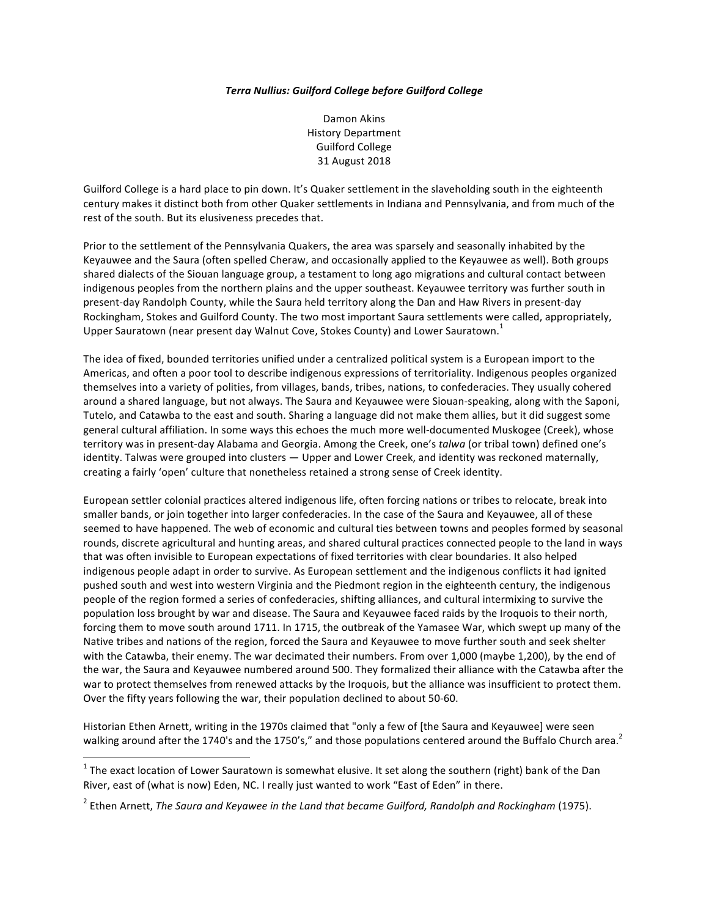***Terra Nullius: Guilford College before Guilford College***

Damon Akins
History Department
Guilford College
31 August 2018

Guilford College is a hard place to pin down. It's Quaker settlement in the slaveholding south in the eighteenth century makes it distinct both from other Quaker settlements in Indiana and Pennsylvania, and from much of the rest of the south. But its elusiveness precedes that.

Prior to the settlement of the Pennsylvania Quakers, the area was sparsely and seasonally inhabited by the Keyauwee and the Saura (often spelled Cheraw, and occasionally applied to the Keyauwee as well). Both groups shared dialects of the Siouan language group, a testament to long ago migrations and cultural contact between indigenous peoples from the northern plains and the upper southeast. Keyauwee territory was further south in present-day Randolph County, while the Saura held territory along the Dan and Haw Rivers in present-day Rockingham, Stokes and Guilford County. The two most important Saura settlements were called, appropriately, Upper Sauratown (near present day Walnut Cove, Stokes County) and Lower Sauratown.[1]

The idea of fixed, bounded territories unified under a centralized political system is a European import to the Americas, and often a poor tool to describe indigenous expressions of territoriality. Indigenous peoples organized themselves into a variety of polities, from villages, bands, tribes, nations, to confederacies. They usually cohered around a shared language, but not always. The Saura and Keyauwee were Siouan-speaking, along with the Saponi, Tutelo, and Catawba to the east and south. Sharing a language did not make them allies, but it did suggest some general cultural affiliation. In some ways this echoes the much more well-documented Muskogee (Creek), whose territory was in present-day Alabama and Georgia. Among the Creek, one's *talwa* (or tribal town) defined one's identity. Talwas were grouped into clusters — Upper and Lower Creek, and identity was reckoned maternally, creating a fairly 'open' culture that nonetheless retained a strong sense of Creek identity.

European settler colonial practices altered indigenous life, often forcing nations or tribes to relocate, break into smaller bands, or join together into larger confederacies. In the case of the Saura and Keyauwee, all of these seemed to have happened. The web of economic and cultural ties between towns and peoples formed by seasonal rounds, discrete agricultural and hunting areas, and shared cultural practices connected people to the land in ways that was often invisible to European expectations of fixed territories with clear boundaries. It also helped indigenous people adapt in order to survive. As European settlement and the indigenous conflicts it had ignited pushed south and west into western Virginia and the Piedmont region in the eighteenth century, the indigenous people of the region formed a series of confederacies, shifting alliances, and cultural intermixing to survive the population loss brought by war and disease. The Saura and Keyauwee faced raids by the Iroquois to their north, forcing them to move south around 1711. In 1715, the outbreak of the Yamasee War, which swept up many of the Native tribes and nations of the region, forced the Saura and Keyauwee to move further south and seek shelter with the Catawba, their enemy. The war decimated their numbers. From over 1,000 (maybe 1,200), by the end of the war, the Saura and Keyauwee numbered around 500. They formalized their alliance with the Catawba after the war to protect themselves from renewed attacks by the Iroquois, but the alliance was insufficient to protect them. Over the fifty years following the war, their population declined to about 50-60.

Historian Ethen Arnett, writing in the 1970s claimed that "only a few of [the Saura and Keyauwee] were seen walking around after the 1740's and the 1750's," and those populations centered around the Buffalo Church area.[2]

---

[1] The exact location of Lower Sauratown is somewhat elusive. It set along the southern (right) bank of the Dan River, east of (what is now) Eden, NC. I really just wanted to work "East of Eden" in there.

[2] Ethen Arnett, *The Saura and Keyawee in the Land that became Guilford, Randolph and Rockingham* (1975).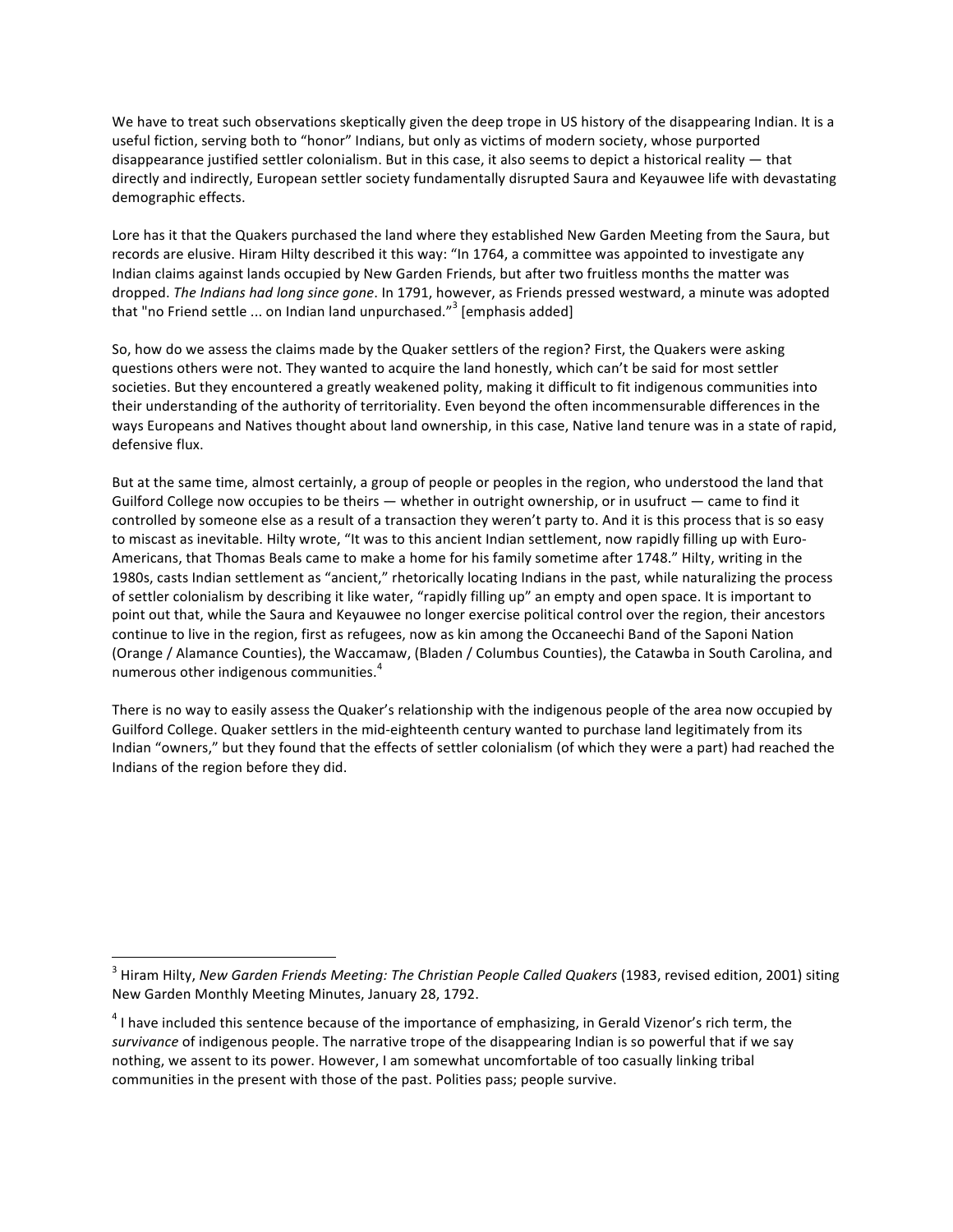We have to treat such observations skeptically given the deep trope in US history of the disappearing Indian. It is a useful fiction, serving both to "honor" Indians, but only as victims of modern society, whose purported disappearance justified settler colonialism. But in this case, it also seems to depict a historical reality — that directly and indirectly, European settler society fundamentally disrupted Saura and Keyauwee life with devastating demographic effects.

Lore has it that the Quakers purchased the land where they established New Garden Meeting from the Saura, but records are elusive. Hiram Hilty described it this way: "In 1764, a committee was appointed to investigate any Indian claims against lands occupied by New Garden Friends, but after two fruitless months the matter was dropped. *The Indians had long since gone*. In 1791, however, as Friends pressed westward, a minute was adopted that "no Friend settle ... on Indian land unpurchased."[3] [emphasis added]

So, how do we assess the claims made by the Quaker settlers of the region? First, the Quakers were asking questions others were not. They wanted to acquire the land honestly, which can't be said for most settler societies. But they encountered a greatly weakened polity, making it difficult to fit indigenous communities into their understanding of the authority of territoriality. Even beyond the often incommensurable differences in the ways Europeans and Natives thought about land ownership, in this case, Native land tenure was in a state of rapid, defensive flux.

But at the same time, almost certainly, a group of people or peoples in the region, who understood the land that Guilford College now occupies to be theirs — whether in outright ownership, or in usufruct — came to find it controlled by someone else as a result of a transaction they weren't party to. And it is this process that is so easy to miscast as inevitable. Hilty wrote, "It was to this ancient Indian settlement, now rapidly filling up with Euro-Americans, that Thomas Beals came to make a home for his family sometime after 1748." Hilty, writing in the 1980s, casts Indian settlement as "ancient," rhetorically locating Indians in the past, while naturalizing the process of settler colonialism by describing it like water, "rapidly filling up" an empty and open space. It is important to point out that, while the Saura and Keyauwee no longer exercise political control over the region, their ancestors continue to live in the region, first as refugees, now as kin among the Occaneechi Band of the Saponi Nation (Orange / Alamance Counties), the Waccamaw, (Bladen / Columbus Counties), the Catawba in South Carolina, and numerous other indigenous communities.[4]

There is no way to easily assess the Quaker's relationship with the indigenous people of the area now occupied by Guilford College. Quaker settlers in the mid-eighteenth century wanted to purchase land legitimately from its Indian "owners," but they found that the effects of settler colonialism (of which they were a part) had reached the Indians of the region before they did.

---

[3] Hiram Hilty, *New Garden Friends Meeting: The Christian People Called Quakers* (1983, revised edition, 2001) siting New Garden Monthly Meeting Minutes, January 28, 1792.

[4] I have included this sentence because of the importance of emphasizing, in Gerald Vizenor's rich term, the *survivance* of indigenous people. The narrative trope of the disappearing Indian is so powerful that if we say nothing, we assent to its power. However, I am somewhat uncomfortable of too casually linking tribal communities in the present with those of the past. Polities pass; people survive.